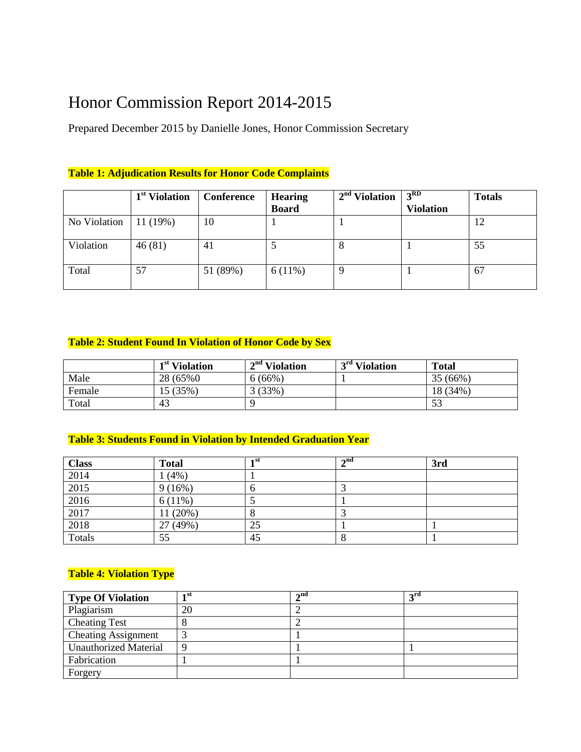# Honor Commission Report 2014-2015

Prepared December 2015 by Danielle Jones, Honor Commission Secretary

**Table 1: Adjudication Results for Honor Code Complaints**

| | 1st Violation | Conference | Hearing Board | 2nd Violation | 3RD Violation | Totals |
|---|---|---|---|---|---|---|
| No Violation | 11 (19%) | 10 | 1 | 1 | | 12 |
| Violation | 46 (81) | 41 | 5 | 8 | 1 | 55 |
| Total | 57 | 51 (89%) | 6 (11%) | 9 | 1 | 67 |

**Table 2: Student Found In Violation of Honor Code by Sex**

| | 1st Violation | 2nd Violation | 3rd Violation | Total |
|---|---|---|---|---|
| Male | 28 (65%0 | 6 (66%) | 1 | 35 (66%) |
| Female | 15 (35%) | 3 (33%) | | 18 (34%) |
| Total | 43 | 9 | | 53 |

**Table 3: Students Found in Violation by Intended Graduation Year**

| Class | Total | 1st | 2nd | 3rd |
|---|---|---|---|---|
| 2014 | 1 (4%) | 1 | | |
| 2015 | 9 (16%) | 6 | 3 | |
| 2016 | 6 (11%) | 5 | 1 | |
| 2017 | 11 (20%) | 8 | 3 | |
| 2018 | 27 (49%) | 25 | 1 | 1 |
| Totals | 55 | 45 | 8 | 1 |

**Table 4: Violation Type**

| Type Of Violation | 1st | 2nd | 3rd |
|---|---|---|---|
| Plagiarism | 20 | 2 | |
| Cheating Test | 8 | 2 | |
| Cheating Assignment | 3 | 1 | |
| Unauthorized Material | 9 | 1 | 1 |
| Fabrication | 1 | 1 | |
| Forgery | | | |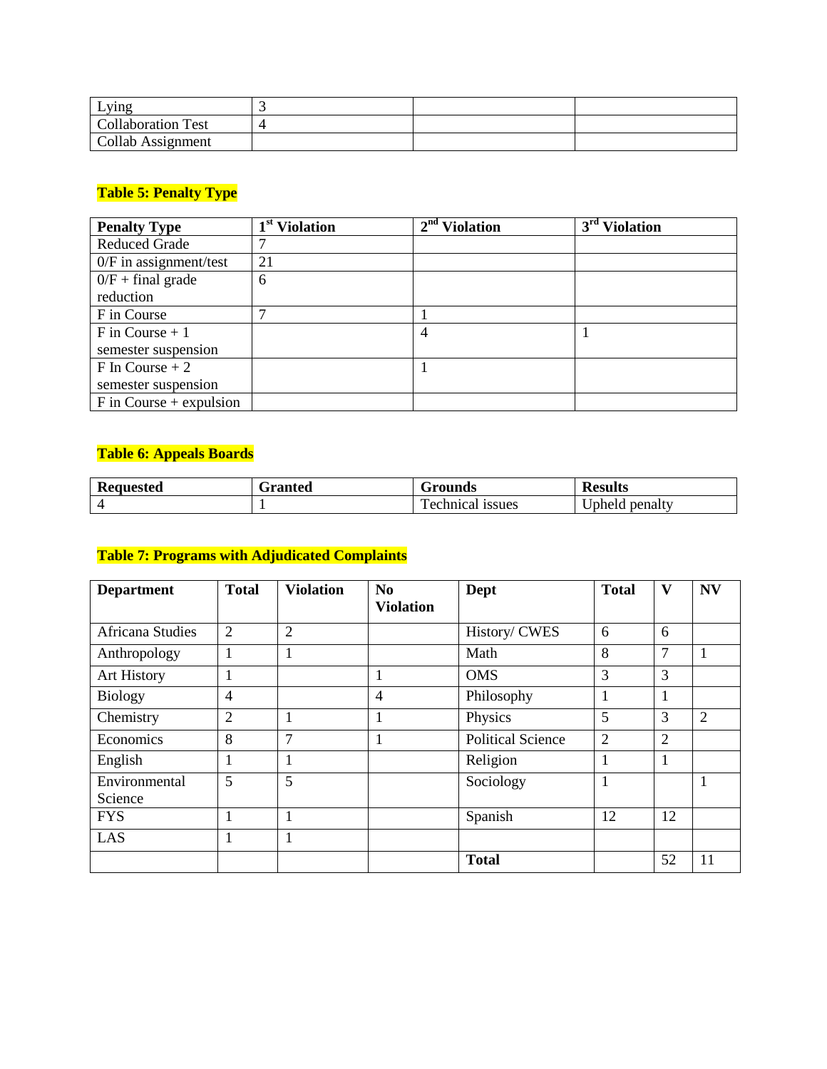| | | | |
|---|---|---|---|
| Lying | 3 | | |
| Collaboration Test | 4 | | |
| Collab Assignment | | | |

**Table 5: Penalty Type**

| Penalty Type | 1st Violation | 2nd Violation | 3rd Violation |
|---|---|---|---|
| Reduced Grade | 7 | | |
| 0/F in assignment/test | 21 | | |
| 0/F + final grade reduction | 6 | | |
| F in Course | 7 | 1 | |
| F in Course + 1 semester suspension | | 4 | 1 |
| F In Course + 2 semester suspension | | 1 | |
| F in Course + expulsion | | | |

**Table 6: Appeals Boards**

| Requested | Granted | Grounds | Results |
|---|---|---|---|
| 4 | 1 | Technical issues | Upheld penalty |

**Table 7: Programs with Adjudicated Complaints**

| Department | Total | Violation | No Violation | Dept | Total | V | NV |
|---|---|---|---|---|---|---|---|
| Africana Studies | 2 | 2 | | History/ CWES | 6 | 6 | |
| Anthropology | 1 | 1 | | Math | 8 | 7 | 1 |
| Art History | 1 | | 1 | OMS | 3 | 3 | |
| Biology | 4 | | 4 | Philosophy | 1 | 1 | |
| Chemistry | 2 | 1 | 1 | Physics | 5 | 3 | 2 |
| Economics | 8 | 7 | 1 | Political Science | 2 | 2 | |
| English | 1 | 1 | | Religion | 1 | 1 | |
| Environmental Science | 5 | 5 | | Sociology | 1 | | 1 |
| FYS | 1 | 1 | | Spanish | 12 | 12 | |
| LAS | 1 | 1 | | | | | |
| | | | | **Total** | | 52 | 11 |